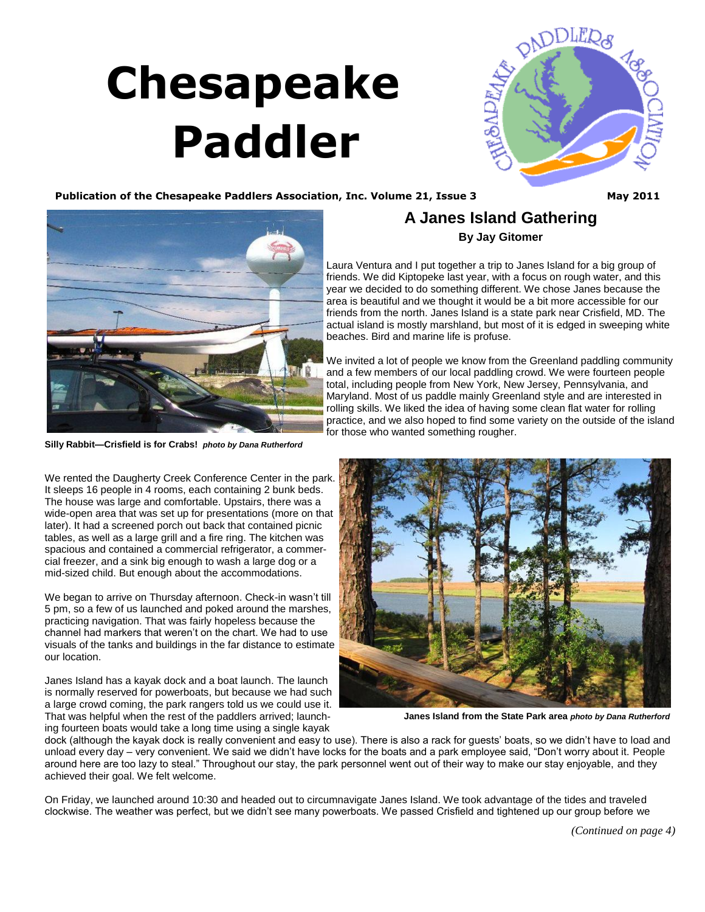# Chesapeake Paddler

**Publication of the Chesapeake Paddlers Association, Inc. Volume 21, Issue 3** **May 2011**

## A Janes Island Gathering

**By Jay Gitomer**

**Silly Rabbit—Crisfield is for Crabs!** ***photo by Dana Rutherford***

Laura Ventura and I put together a trip to Janes Island for a big group of friends. We did Kiptopeke last year, with a focus on rough water, and this year we decided to do something different. We chose Janes because the area is beautiful and we thought it would be a bit more accessible for our friends from the north. Janes Island is a state park near Crisfield, MD. The actual island is mostly marshland, but most of it is edged in sweeping white beaches. Bird and marine life is profuse.

We invited a lot of people we know from the Greenland paddling community and a few members of our local paddling crowd. We were fourteen people total, including people from New York, New Jersey, Pennsylvania, and Maryland. Most of us paddle mainly Greenland style and are interested in rolling skills. We liked the idea of having some clean flat water for rolling practice, and we also hoped to find some variety on the outside of the island for those who wanted something rougher.

We rented the Daugherty Creek Conference Center in the park. It sleeps 16 people in 4 rooms, each containing 2 bunk beds. The house was large and comfortable. Upstairs, there was a wide-open area that was set up for presentations (more on that later). It had a screened porch out back that contained picnic tables, as well as a large grill and a fire ring. The kitchen was spacious and contained a commercial refrigerator, a commercial freezer, and a sink big enough to wash a large dog or a mid-sized child. But enough about the accommodations.

We began to arrive on Thursday afternoon. Check-in wasn't till 5 pm, so a few of us launched and poked around the marshes, practicing navigation. That was fairly hopeless because the channel had markers that weren't on the chart. We had to use visuals of the tanks and buildings in the far distance to estimate our location.

**Janes Island from the State Park area** ***photo by Dana Rutherford***

Janes Island has a kayak dock and a boat launch. The launch is normally reserved for powerboats, but because we had such a large crowd coming, the park rangers told us we could use it. That was helpful when the rest of the paddlers arrived; launching fourteen boats would take a long time using a single kayak dock (although the kayak dock is really convenient and easy to use). There is also a rack for guests' boats, so we didn't have to load and unload every day – very convenient. We said we didn't have locks for the boats and a park employee said, "Don't worry about it. People around here are too lazy to steal." Throughout our stay, the park personnel went out of their way to make our stay enjoyable, and they achieved their goal. We felt welcome.

On Friday, we launched around 10:30 and headed out to circumnavigate Janes Island. We took advantage of the tides and traveled clockwise. The weather was perfect, but we didn't see many powerboats. We passed Crisfield and tightened up our group before we

*(Continued on page 4)*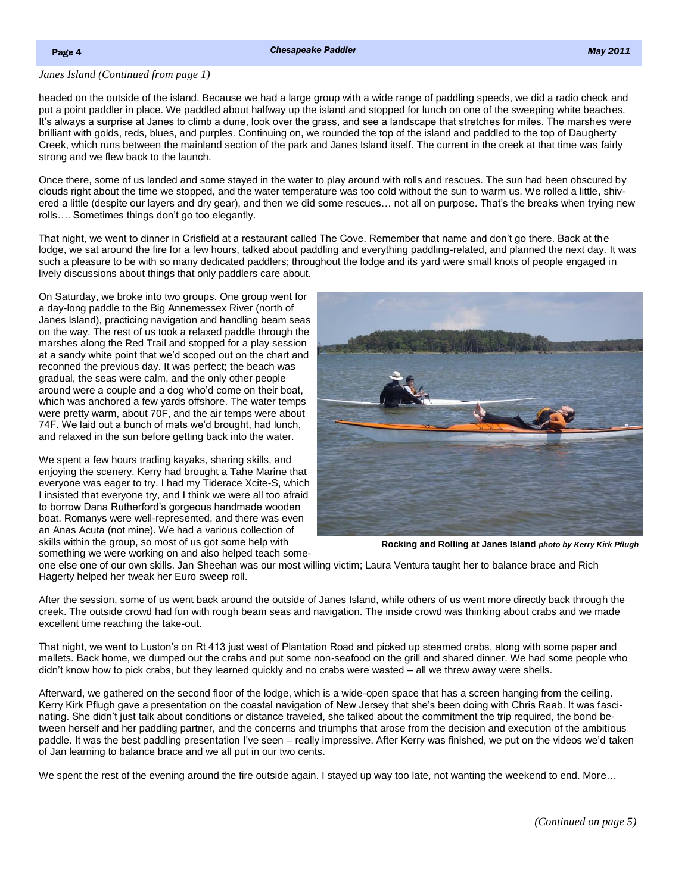*Janes Island (Continued from page 1)*

headed on the outside of the island. Because we had a large group with a wide range of paddling speeds, we did a radio check and put a point paddler in place. We paddled about halfway up the island and stopped for lunch on one of the sweeping white beaches. It's always a surprise at Janes to climb a dune, look over the grass, and see a landscape that stretches for miles. The marshes were brilliant with golds, reds, blues, and purples. Continuing on, we rounded the top of the island and paddled to the top of Daugherty Creek, which runs between the mainland section of the park and Janes Island itself. The current in the creek at that time was fairly strong and we flew back to the launch.

Once there, some of us landed and some stayed in the water to play around with rolls and rescues. The sun had been obscured by clouds right about the time we stopped, and the water temperature was too cold without the sun to warm us. We rolled a little, shivered a little (despite our layers and dry gear), and then we did some rescues… not all on purpose. That's the breaks when trying new rolls…. Sometimes things don't go too elegantly.

That night, we went to dinner in Crisfield at a restaurant called The Cove. Remember that name and don't go there. Back at the lodge, we sat around the fire for a few hours, talked about paddling and everything paddling-related, and planned the next day. It was such a pleasure to be with so many dedicated paddlers; throughout the lodge and its yard were small knots of people engaged in lively discussions about things that only paddlers care about.

On Saturday, we broke into two groups. One group went for a day-long paddle to the Big Annemessex River (north of Janes Island), practicing navigation and handling beam seas on the way. The rest of us took a relaxed paddle through the marshes along the Red Trail and stopped for a play session at a sandy white point that we'd scoped out on the chart and reconned the previous day. It was perfect; the beach was gradual, the seas were calm, and the only other people around were a couple and a dog who'd come on their boat, which was anchored a few yards offshore. The water temps were pretty warm, about 70F, and the air temps were about 74F. We laid out a bunch of mats we'd brought, had lunch, and relaxed in the sun before getting back into the water.

We spent a few hours trading kayaks, sharing skills, and enjoying the scenery. Kerry had brought a Tahe Marine that everyone was eager to try. I had my Tiderace Xcite-S, which I insisted that everyone try, and I think we were all too afraid to borrow Dana Rutherford's gorgeous handmade wooden boat. Romanys were well-represented, and there was even an Anas Acuta (not mine). We had a various collection of skills within the group, so most of us got some help with something we were working on and also helped teach someone else one of our own skills. Jan Sheehan was our most willing victim; Laura Ventura taught her to balance brace and Rich Hagerty helped her tweak her Euro sweep roll.

**Rocking and Rolling at Janes Island** ***photo by Kerry Kirk Pflugh***

After the session, some of us went back around the outside of Janes Island, while others of us went more directly back through the creek. The outside crowd had fun with rough beam seas and navigation. The inside crowd was thinking about crabs and we made excellent time reaching the take-out.

That night, we went to Luston's on Rt 413 just west of Plantation Road and picked up steamed crabs, along with some paper and mallets. Back home, we dumped out the crabs and put some non-seafood on the grill and shared dinner. We had some people who didn't know how to pick crabs, but they learned quickly and no crabs were wasted – all we threw away were shells.

Afterward, we gathered on the second floor of the lodge, which is a wide-open space that has a screen hanging from the ceiling. Kerry Kirk Pflugh gave a presentation on the coastal navigation of New Jersey that she's been doing with Chris Raab. It was fascinating. She didn't just talk about conditions or distance traveled, she talked about the commitment the trip required, the bond between herself and her paddling partner, and the concerns and triumphs that arose from the decision and execution of the ambitious paddle. It was the best paddling presentation I've seen – really impressive. After Kerry was finished, we put on the videos we'd taken of Jan learning to balance brace and we all put in our two cents.

We spent the rest of the evening around the fire outside again. I stayed up way too late, not wanting the weekend to end. More…

*(Continued on page 5)*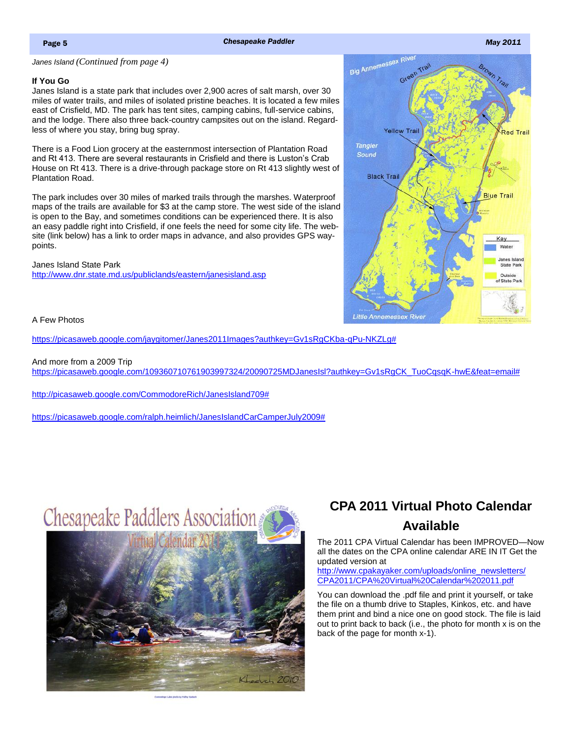Janes Island *(Continued from page 4)*

**If You Go**

Janes Island is a state park that includes over 2,900 acres of salt marsh, over 30 miles of water trails, and miles of isolated pristine beaches. It is located a few miles east of Crisfield, MD. The park has tent sites, camping cabins, full-service cabins, and the lodge. There also three back-country campsites out on the island. Regardless of where you stay, bring bug spray.

There is a Food Lion grocery at the easternmost intersection of Plantation Road and Rt 413. There are several restaurants in Crisfield and there is Luston's Crab House on Rt 413. There is a drive-through package store on Rt 413 slightly west of Plantation Road.

The park includes over 30 miles of marked trails through the marshes. Waterproof maps of the trails are available for $3 at the camp store. The west side of the island is open to the Bay, and sometimes conditions can be experienced there. It is also an easy paddle right into Crisfield, if one feels the need for some city life. The website (link below) has a link to order maps in advance, and also provides GPS waypoints.

Janes Island State Park
http://www.dnr.state.md.us/publiclands/eastern/janesisland.asp

Big Annemessex River
Green Trail
Brown Trail
Yellow Trail
Red Trail
Tangier Sound
Black Trail
Blue Trail
Key
Water
Janes Island State Park
Outside of State Park
Little Annemessex River

A Few Photos

https://picasaweb.google.com/jaygitomer/Janes2011Images?authkey=Gv1sRgCKba-qPu-NKZLg#

And more from a 2009 Trip
https://picasaweb.google.com/109360710761903997324/20090725MDJanesIsl?authkey=Gv1sRgCK_TuoCqsqK-hwE&feat=email#

http://picasaweb.google.com/CommodoreRich/JanesIsland709#

https://picasaweb.google.com/ralph.heimlich/JanesIslandCarCamperJuly2009#

Chesapeake Paddlers Association
Virtual Calendar 2011
Khachuh 2010

## CPA 2011 Virtual Photo Calendar Available

The 2011 CPA Virtual Calendar has been IMPROVED—Now all the dates on the CPA online calendar ARE IN IT Get the updated version at
http://www.cpakayaker.com/uploads/online_newsletters/CPA2011/CPA%20Virtual%20Calendar%202011.pdf

You can download the .pdf file and print it yourself, or take the file on a thumb drive to Staples, Kinkos, etc. and have them print and bind a nice one on good stock. The file is laid out to print back to back (i.e., the photo for month x is on the back of the page for month x-1).